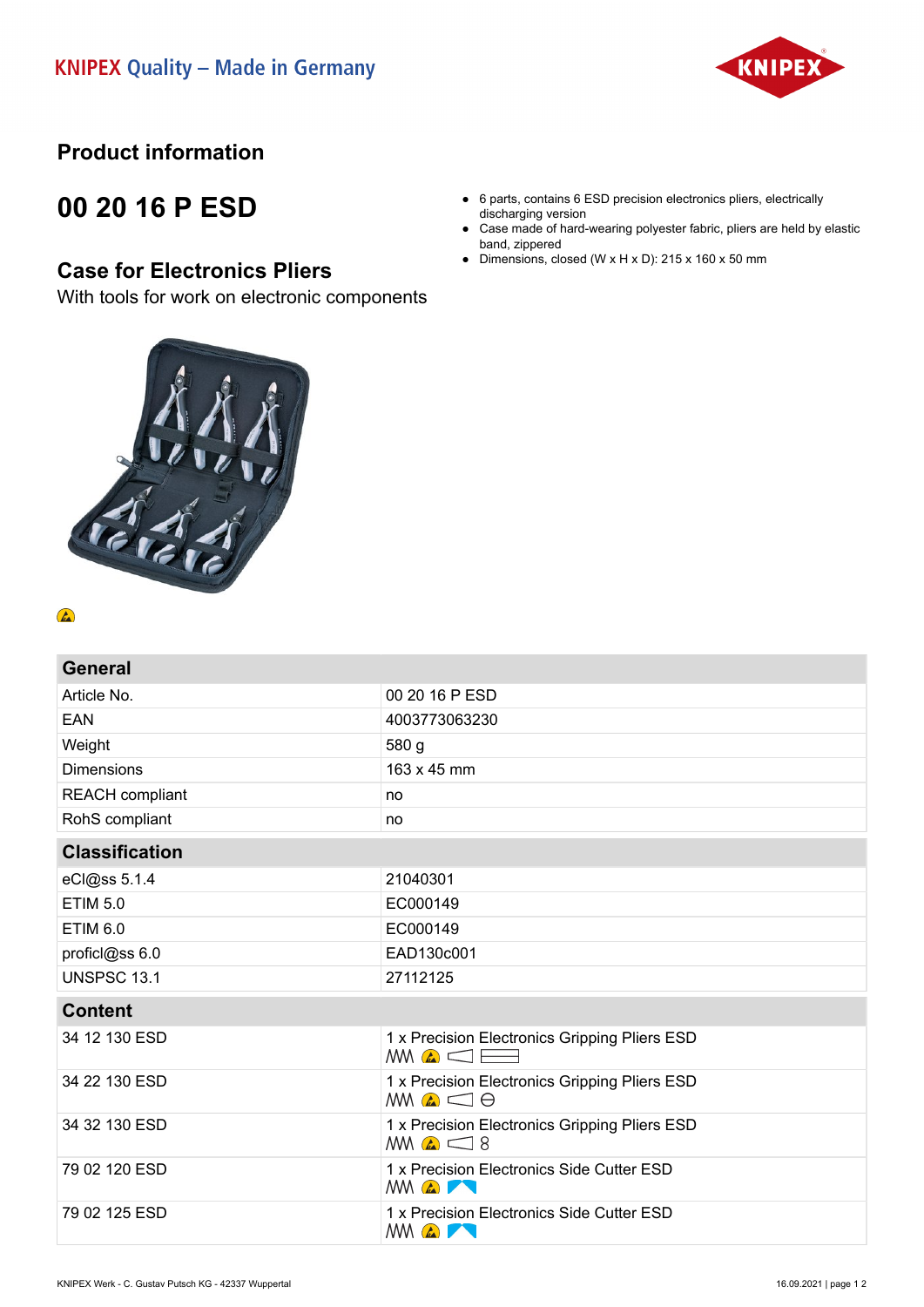KNIPEX Quality – Made in Germany

# Product information

## 00 20 16 P ESD

### Case for Electronics Pliers

With tools for work on electronic components

- 6 parts, contains 6 ESD precision electronics pliers, electrically discharging version
- Case made of hard-wearing polyester fabric, pliers are held by elastic band, zippered
- Dimensions, closed (W x H x D): 215 x 160 x 50 mm

| General | |
|---|---|
| Article No. | 00 20 16 P ESD |
| EAN | 4003773063230 |
| Weight | 580 g |
| Dimensions | 163 x 45 mm |
| REACH compliant | no |
| RoHS compliant | no |

| Classification | |
|---|---|
| eCl@ss 5.1.4 | 21040301 |
| ETIM 5.0 | EC000149 |
| ETIM 6.0 | EC000149 |
| proficl@ss 6.0 | EAD130c001 |
| UNSPSC 13.1 | 27112125 |

| Content | |
|---|---|
| 34 12 130 ESD | 1 x Precision Electronics Gripping Pliers ESD |
| 34 22 130 ESD | 1 x Precision Electronics Gripping Pliers ESD |
| 34 32 130 ESD | 1 x Precision Electronics Gripping Pliers ESD |
| 79 02 120 ESD | 1 x Precision Electronics Side Cutter ESD |
| 79 02 125 ESD | 1 x Precision Electronics Side Cutter ESD |

KNIPEX Werk - C. Gustav Putsch KG - 42337 Wuppertal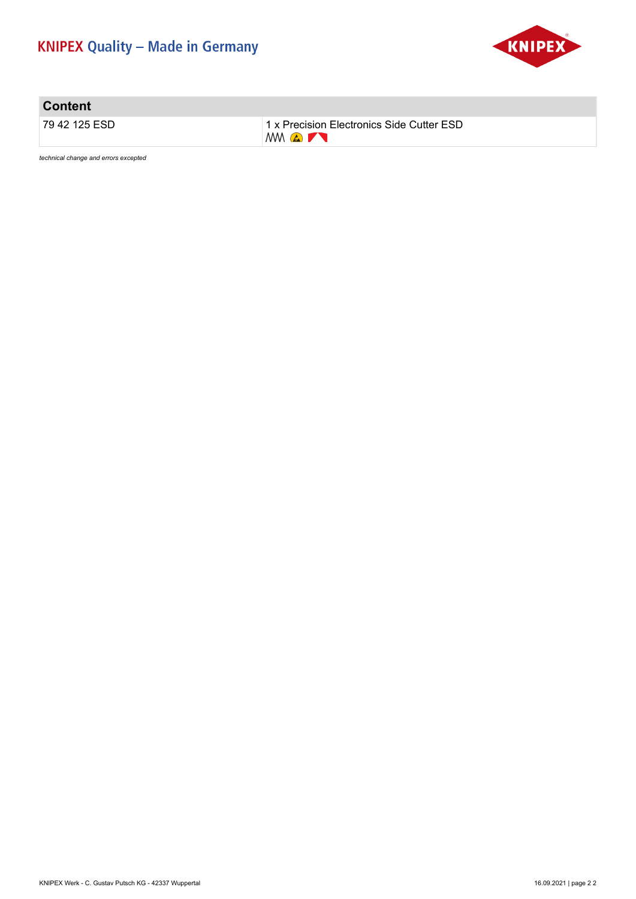| Content | |
|---|---|
| 79 42 125 ESD | 1 x Precision Electronics Side Cutter ESD |

*technical change and errors excepted*